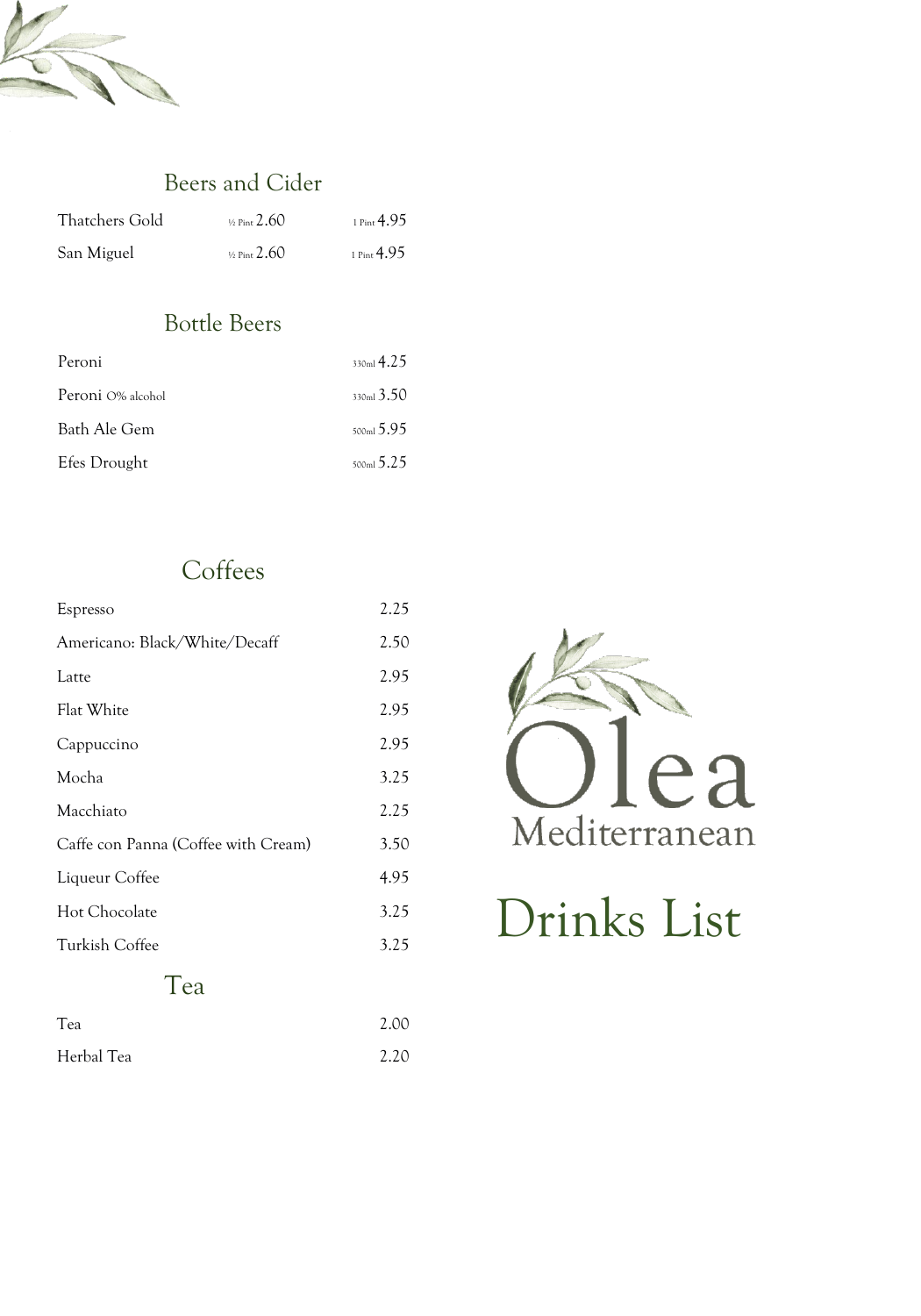# Olea Mediterranean

# Drinks List

## Beers and Cider

| | | |
|---|---|---|
| Thatchers Gold | ½ Pint 2.60 | 1 Pint 4.95 |
| San Miguel | ½ Pint 2.60 | 1 Pint 4.95 |

## Bottle Beers

| | |
|---|---|
| Peroni | 330ml 4.25 |
| Peroni 0% alcohol | 330ml 3.50 |
| Bath Ale Gem | 500ml 5.95 |
| Efes Drought | 500ml 5.25 |

## Coffees

| | |
|---|---|
| Espresso | 2.25 |
| Americano: Black/White/Decaff | 2.50 |
| Latte | 2.95 |
| Flat White | 2.95 |
| Cappuccino | 2.95 |
| Mocha | 3.25 |
| Macchiato | 2.25 |
| Caffe con Panna (Coffee with Cream) | 3.50 |
| Liqueur Coffee | 4.95 |
| Hot Chocolate | 3.25 |
| Turkish Coffee | 3.25 |

## Tea

| | |
|---|---|
| Tea | 2.00 |
| Herbal Tea | 2.20 |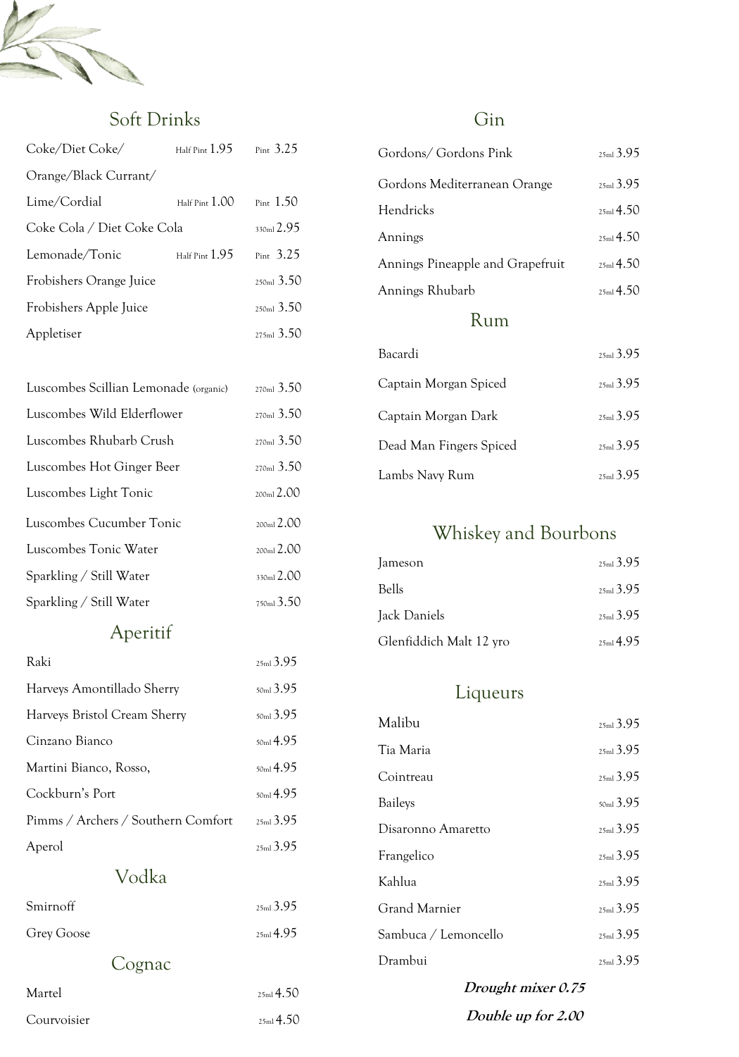## Soft Drinks

| | | |
|---|---|---|
| Coke/Diet Coke/ Orange/Black Currant/ | Half Pint 1.95 | Pint 3.25 |
| Lime/Cordial | Half Pint 1.00 | Pint 1.50 |
| Coke Cola / Diet Coke Cola | | 330ml 2.95 |
| Lemonade/Tonic | Half Pint 1.95 | Pint 3.25 |
| Frobishers Orange Juice | | 250ml 3.50 |
| Frobishers Apple Juice | | 250ml 3.50 |
| Appletiser | | 275ml 3.50 |
| Luscombes Scillian Lemonade (organic) | | 270ml 3.50 |
| Luscombes Wild Elderflower | | 270ml 3.50 |
| Luscombes Rhubarb Crush | | 270ml 3.50 |
| Luscombes Hot Ginger Beer | | 270ml 3.50 |
| Luscombes Light Tonic | | 200ml 2.00 |
| Luscombes Cucumber Tonic | | 200ml 2.00 |
| Luscombes Tonic Water | | 200ml 2.00 |
| Sparkling / Still Water | | 330ml 2.00 |
| Sparkling / Still Water | | 750ml 3.50 |

## Aperitif

| | |
|---|---|
| Raki | 25ml 3.95 |
| Harveys Amontillado Sherry | 50ml 3.95 |
| Harveys Bristol Cream Sherry | 50ml 3.95 |
| Cinzano Bianco | 50ml 4.95 |
| Martini Bianco, Rosso, | 50ml 4.95 |
| Cockburn's Port | 50ml 4.95 |
| Pimms / Archers / Southern Comfort | 25ml 3.95 |
| Aperol | 25ml 3.95 |

## Vodka

| | |
|---|---|
| Smirnoff | 25ml 3.95 |
| Grey Goose | 25ml 4.95 |

## Cognac

| | |
|---|---|
| Martel | 25ml 4.50 |
| Courvoisier | 25ml 4.50 |

## Gin

| | |
|---|---|
| Gordons/ Gordons Pink | 25ml 3.95 |
| Gordons Mediterranean Orange | 25ml 3.95 |
| Hendricks | 25ml 4.50 |
| Annings | 25ml 4.50 |
| Annings Pineapple and Grapefruit | 25ml 4.50 |
| Annings Rhubarb | 25ml 4.50 |

## Rum

| | |
|---|---|
| Bacardi | 25ml 3.95 |
| Captain Morgan Spiced | 25ml 3.95 |
| Captain Morgan Dark | 25ml 3.95 |
| Dead Man Fingers Spiced | 25ml 3.95 |
| Lambs Navy Rum | 25ml 3.95 |

## Whiskey and Bourbons

| | |
|---|---|
| Jameson | 25ml 3.95 |
| Bells | 25ml 3.95 |
| Jack Daniels | 25ml 3.95 |
| Glenfiddich Malt 12 yro | 25ml 4.95 |

## Liqueurs

| | |
|---|---|
| Malibu | 25ml 3.95 |
| Tia Maria | 25ml 3.95 |
| Cointreau | 25ml 3.95 |
| Baileys | 50ml 3.95 |
| Disaronno Amaretto | 25ml 3.95 |
| Frangelico | 25ml 3.95 |
| Kahlua | 25ml 3.95 |
| Grand Marnier | 25ml 3.95 |
| Sambuca / Lemoncello | 25ml 3.95 |
| Drambui | 25ml 3.95 |

***Drought mixer 0.75***

***Double up for 2.00***